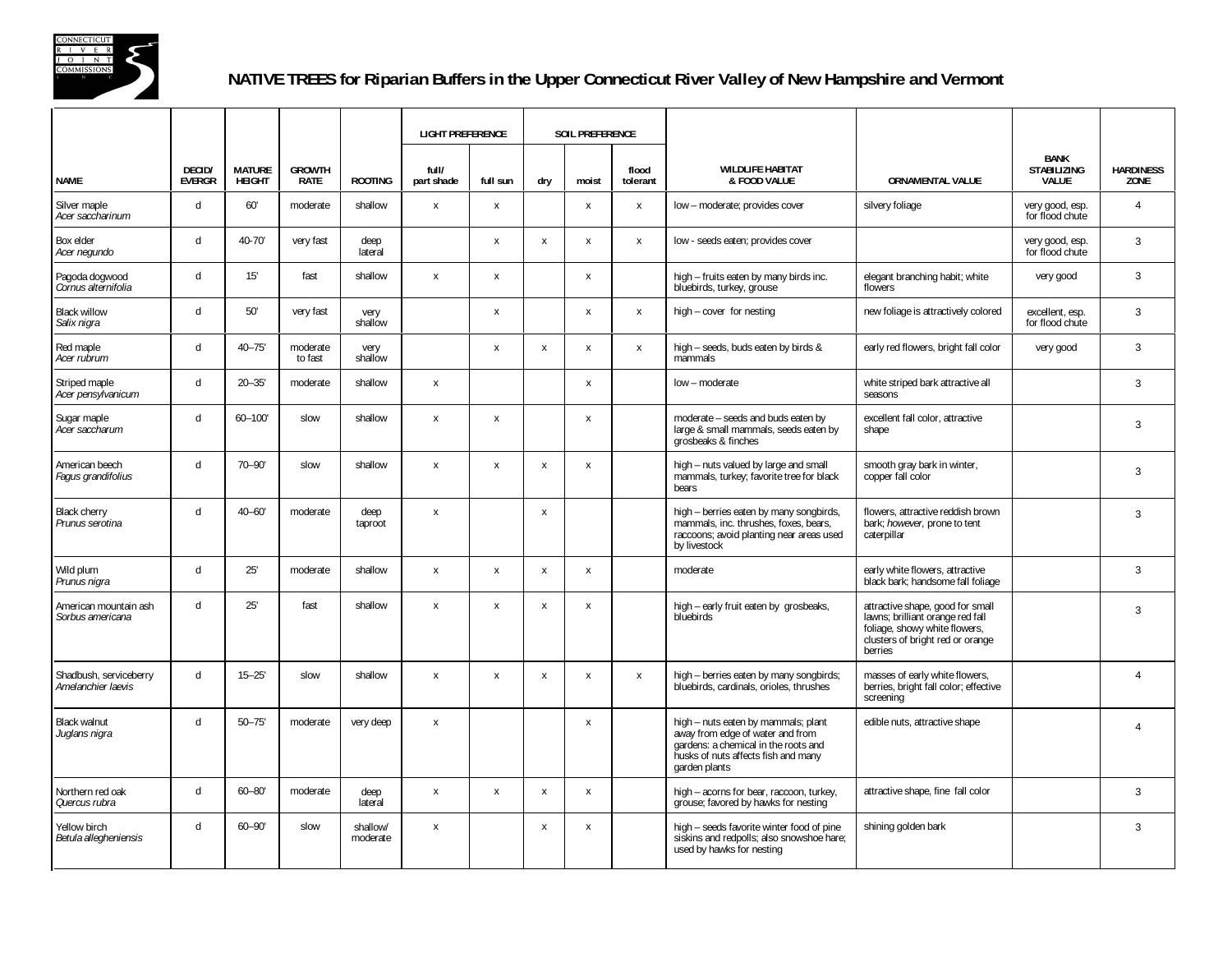# NATIVE TREES for Riparian Buffers in the Upper Connecticut River Valley of New Hampshire and Vermont

| NAME | DECID/ EVERGR | MATURE HEIGHT | GROWTH RATE | ROOTING | LIGHT PREFERENCE | | SOIL PREFERENCE | | | WILDLIFE HABITAT & FOOD VALUE | ORNAMENTAL VALUE | BANK STABILIZING VALUE | HARDINESS ZONE |
|---|---|---|---|---|---|---|---|---|---|---|---|---|---|
| | | | | | full/ part shade | full sun | dry | moist | flood tolerant | | | | |
| Silver maple *Acer saccharinum* | d | 60' | moderate | shallow | x | x | | x | x | low – moderate; provides cover | silvery foliage | very good, esp. for flood chute | 4 |
| Box elder *Acer negundo* | d | 40-70' | very fast | deep lateral | | x | x | x | x | low - seeds eaten; provides cover | | very good, esp. for flood chute | 3 |
| Pagoda dogwood *Cornus alternifolia* | d | 15' | fast | shallow | x | x | | x | | high – fruits eaten by many birds inc. bluebirds, turkey, grouse | elegant branching habit; white flowers | very good | 3 |
| Black willow *Salix nigra* | d | 50' | very fast | very shallow | | x | | x | x | high – cover for nesting | new foliage is attractively colored | excellent, esp. for flood chute | 3 |
| Red maple *Acer rubrum* | d | 40–75' | moderate to fast | very shallow | | x | x | x | x | high – seeds, buds eaten by birds & mammals | early red flowers, bright fall color | very good | 3 |
| Striped maple *Acer pensylvanicum* | d | 20–35' | moderate | shallow | x | | | x | | low – moderate | white striped bark attractive all seasons | | 3 |
| Sugar maple *Acer saccharum* | d | 60–100' | slow | shallow | x | x | | x | | moderate – seeds and buds eaten by large & small mammals, seeds eaten by grosbeaks & finches | excellent fall color, attractive shape | | 3 |
| American beech *Fagus grandifolius* | d | 70–90' | slow | shallow | x | x | x | x | | high – nuts valued by large and small mammals, turkey; favorite tree for black bears | smooth gray bark in winter, copper fall color | | 3 |
| Black cherry *Prunus serotina* | d | 40–60' | moderate | deep taproot | x | | x | | | high – berries eaten by many songbirds, mammals, inc. thrushes, foxes, bears, raccoons; avoid planting near areas used by livestock | flowers, attractive reddish brown bark; *however*, prone to tent caterpillar | | 3 |
| Wild plum *Prunus nigra* | d | 25' | moderate | shallow | x | x | x | x | | moderate | early white flowers, attractive black bark; handsome fall foliage | | 3 |
| American mountain ash *Sorbus americana* | d | 25' | fast | shallow | x | x | x | x | | high – early fruit eaten by grosbeaks, bluebirds | attractive shape, good for small lawns; brilliant orange red fall foliage, showy white flowers, clusters of bright red or orange berries | | 3 |
| Shadbush, serviceberry *Amelanchier laevis* | d | 15–25' | slow | shallow | x | x | x | x | x | high – berries eaten by many songbirds; bluebirds, cardinals, orioles, thrushes | masses of early white flowers, berries, bright fall color; effective screening | | 4 |
| Black walnut *Juglans nigra* | d | 50–75' | moderate | very deep | x | | | x | | high – nuts eaten by mammals; plant away from edge of water and from gardens: a chemical in the roots and husks of nuts affects fish and many garden plants | edible nuts, attractive shape | | 4 |
| Northern red oak *Quercus rubra* | d | 60–80' | moderate | deep lateral | x | x | x | x | | high – acorns for bear, raccoon, turkey, grouse; favored by hawks for nesting | attractive shape, fine fall color | | 3 |
| Yellow birch *Betula allegheniensis* | d | 60–90' | slow | shallow/ moderate | x | | x | x | | high – seeds favorite winter food of pine siskins and redpolls; also snowshoe hare; used by hawks for nesting | shining golden bark | | 3 |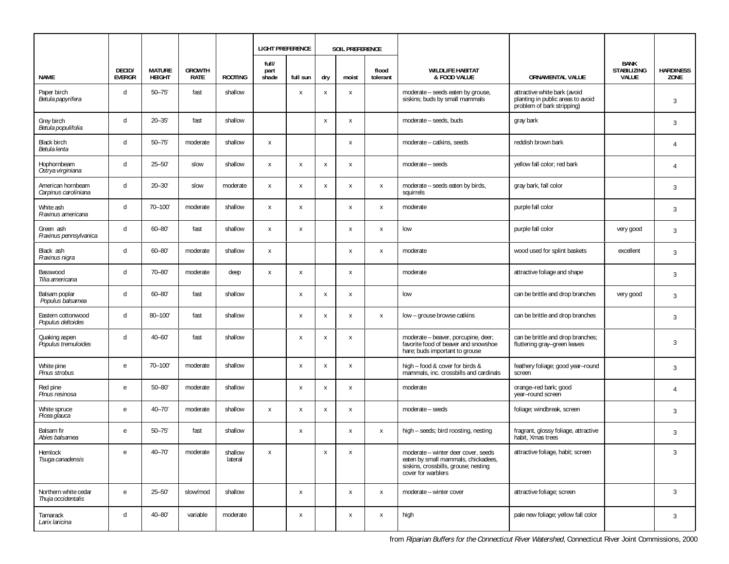| NAME | DECID/ EVERGR | MATURE HEIGHT | GROWTH RATE | ROOTING | LIGHT PREFERENCE | | SOIL PREFERENCE | | | WILDLIFE HABITAT & FOOD VALUE | ORNAMENTAL VALUE | BANK STABILIZING VALUE | HARDINESS ZONE |
|---|---|---|---|---|---|---|---|---|---|---|---|---|---|
| | | | | | full/ part shade | full sun | dry | moist | flood tolerant | | | | |
| Paper birch *Betula papyrifera* | d | 50–75' | fast | shallow | | x | x | x | | moderate – seeds eaten by grouse, siskins; buds by small mammals | attractive white bark (avoid planting in public areas to avoid problem of bark stripping) | | 3 |
| Grey birch *Betula populifolia* | d | 20–35' | fast | shallow | | | x | x | | moderate – seeds, buds | gray bark | | 3 |
| Black birch *Betula lenta* | d | 50–75' | moderate | shallow | x | | | x | | moderate – catkins, seeds | reddish brown bark | | 4 |
| Hophornbeam *Ostrya virginiana* | d | 25–50' | slow | shallow | x | x | x | x | | moderate – seeds | yellow fall color; red bark | | 4 |
| American hornbeam *Carpinus caroliniana* | d | 20–30' | slow | moderate | x | x | x | x | x | moderate – seeds eaten by birds, squirrels | gray bark, fall color | | 3 |
| White ash *Fraxinus americana* | d | 70–100' | moderate | shallow | x | x | | x | x | moderate | purple fall color | | 3 |
| Green ash *Fraxinus pennsylvanica* | d | 60–80' | fast | shallow | x | x | | x | x | low | purple fall color | very good | 3 |
| Black ash *Fraxinus nigra* | d | 60–80' | moderate | shallow | x | | | x | x | moderate | wood used for splint baskets | excellent | 3 |
| Basswood *Tilia americana* | d | 70–80' | moderate | deep | x | x | | x | | moderate | attractive foliage and shape | | 3 |
| Balsam poplar *Populus balsamea* | d | 60–80' | fast | shallow | | x | x | x | | low | can be brittle and drop branches | very good | 3 |
| Eastern cottonwood *Populus deltoides* | d | 80–100' | fast | shallow | | x | x | x | x | low – grouse browse catkins | can be brittle and drop branches | | 3 |
| Quaking aspen *Populus tremuloides* | d | 40–60' | fast | shallow | | x | x | x | | moderate – beaver, porcupine, deer; favorite food of beaver and snowshoe hare; buds important to grouse | can be brittle and drop branches; fluttering gray–green leaves | | 3 |
| White pine *Pinus strobus* | e | 70–100' | moderate | shallow | | x | x | x | | high – food & cover for birds & mammals, inc. crossbills and cardinals | feathery foliage; good year–round screen | | 3 |
| Red pine *Pinus resinosa* | e | 50–80' | moderate | shallow | | x | x | x | | moderate | orange–red bark; good year–round screen | | 4 |
| White spruce *Picea glauca* | e | 40–70' | moderate | shallow | x | x | x | x | | moderate – seeds | foliage; windbreak, screen | | 3 |
| Balsam fir *Abies balsamea* | e | 50–75' | fast | shallow | | x | | x | x | high – seeds; bird roosting, nesting | fragrant, glossy foliage, attractive habit, Xmas trees | | 3 |
| Hemlock *Tsuga canadensis* | e | 40–70' | moderate | shallow lateral | x | | x | x | | moderate – winter deer cover, seeds eaten by small mammals, chickadees, siskins, crossbills, grouse; nesting cover for warblers | attractive foliage, habit; screen | | 3 |
| Northern white cedar *Thuja occidentalis* | e | 25–50' | slow/mod | shallow | | x | | x | x | moderate – winter cover | attractive foliage; screen | | 3 |
| Tamarack *Larix laricina* | d | 40–80' | variable | moderate | | x | | x | x | high | pale new foliage; yellow fall color | | 3 |

from *Riparian Buffers for the Connecticut River Watershed*, Connecticut River Joint Commissions, 2000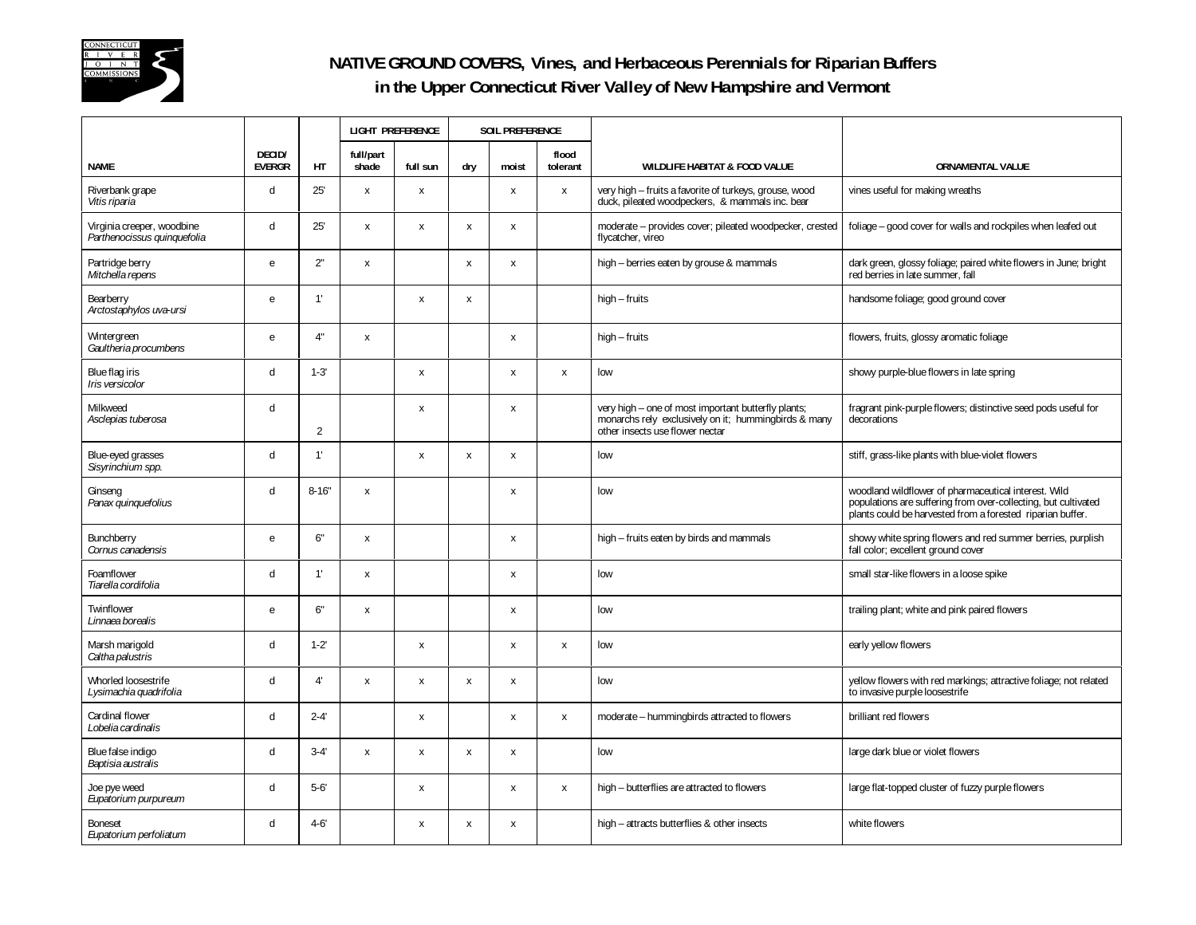# NATIVE GROUND COVERS, Vines, and Herbaceous Perennials for Riparian Buffers in the Upper Connecticut River Valley of New Hampshire and Vermont

| | | | LIGHT PREFERENCE | | SOIL PREFERENCE | | | | |
|---|---|---|---|---|---|---|---|---|---|
| NAME | DECID/ EVERGR | HT | full/part shade | full sun | dry | moist | flood tolerant | WILDLIFE HABITAT & FOOD VALUE | ORNAMENTAL VALUE |
| Riverbank grape *Vitis riparia* | d | 25' | x | x | | x | x | very high – fruits a favorite of turkeys, grouse, wood duck, pileated woodpeckers, & mammals inc. bear | vines useful for making wreaths |
| Virginia creeper, woodbine *Parthenocissus quinquefolia* | d | 25' | x | x | x | x | | moderate – provides cover; pileated woodpecker, crested flycatcher, vireo | foliage – good cover for walls and rockpiles when leafed out |
| Partridge berry *Mitchella repens* | e | 2" | x | | x | x | | high – berries eaten by grouse & mammals | dark green, glossy foliage; paired white flowers in June; bright red berries in late summer, fall |
| Bearberry *Arctostaphylos uva-ursi* | e | 1' | | x | x | | | high – fruits | handsome foliage; good ground cover |
| Wintergreen *Gaultheria procumbens* | e | 4" | x | | | x | | high – fruits | flowers, fruits, glossy aromatic foliage |
| Blue flag iris *Iris versicolor* | d | 1-3' | | x | | x | x | low | showy purple-blue flowers in late spring |
| Milkweed *Asclepias tuberosa* | d | 2 | | x | | x | | very high – one of most important butterfly plants; monarchs rely exclusively on it; hummingbirds & many other insects use flower nectar | fragrant pink-purple flowers; distinctive seed pods useful for decorations |
| Blue-eyed grasses *Sisyrinchium spp.* | d | 1' | | x | x | x | | low | stiff, grass-like plants with blue-violet flowers |
| Ginseng *Panax quinquefolius* | d | 8-16" | x | | | x | | low | woodland wildflower of pharmaceutical interest. Wild populations are suffering from over-collecting, but cultivated plants could be harvested from a forested riparian buffer. |
| Bunchberry *Cornus canadensis* | e | 6" | x | | | x | | high – fruits eaten by birds and mammals | showy white spring flowers and red summer berries, purplish fall color; excellent ground cover |
| Foamflower *Tiarella cordifolia* | d | 1' | x | | | x | | low | small star-like flowers in a loose spike |
| Twinflower *Linnaea borealis* | e | 6" | x | | | x | | low | trailing plant; white and pink paired flowers |
| Marsh marigold *Caltha palustris* | d | 1-2' | | x | | x | x | low | early yellow flowers |
| Whorled loosestrife *Lysimachia quadrifolia* | d | 4' | x | x | x | x | | low | yellow flowers with red markings; attractive foliage; not related to invasive purple loosestrife |
| Cardinal flower *Lobelia cardinalis* | d | 2-4' | | x | | x | x | moderate – hummingbirds attracted to flowers | brilliant red flowers |
| Blue false indigo *Baptisia australis* | d | 3-4' | x | x | x | x | | low | large dark blue or violet flowers |
| Joe pye weed *Eupatorium purpureum* | d | 5-6' | | x | | x | x | high – butterflies are attracted to flowers | large flat-topped cluster of fuzzy purple flowers |
| Boneset *Eupatorium perfoliatum* | d | 4-6' | | x | x | x | | high – attracts butterflies & other insects | white flowers |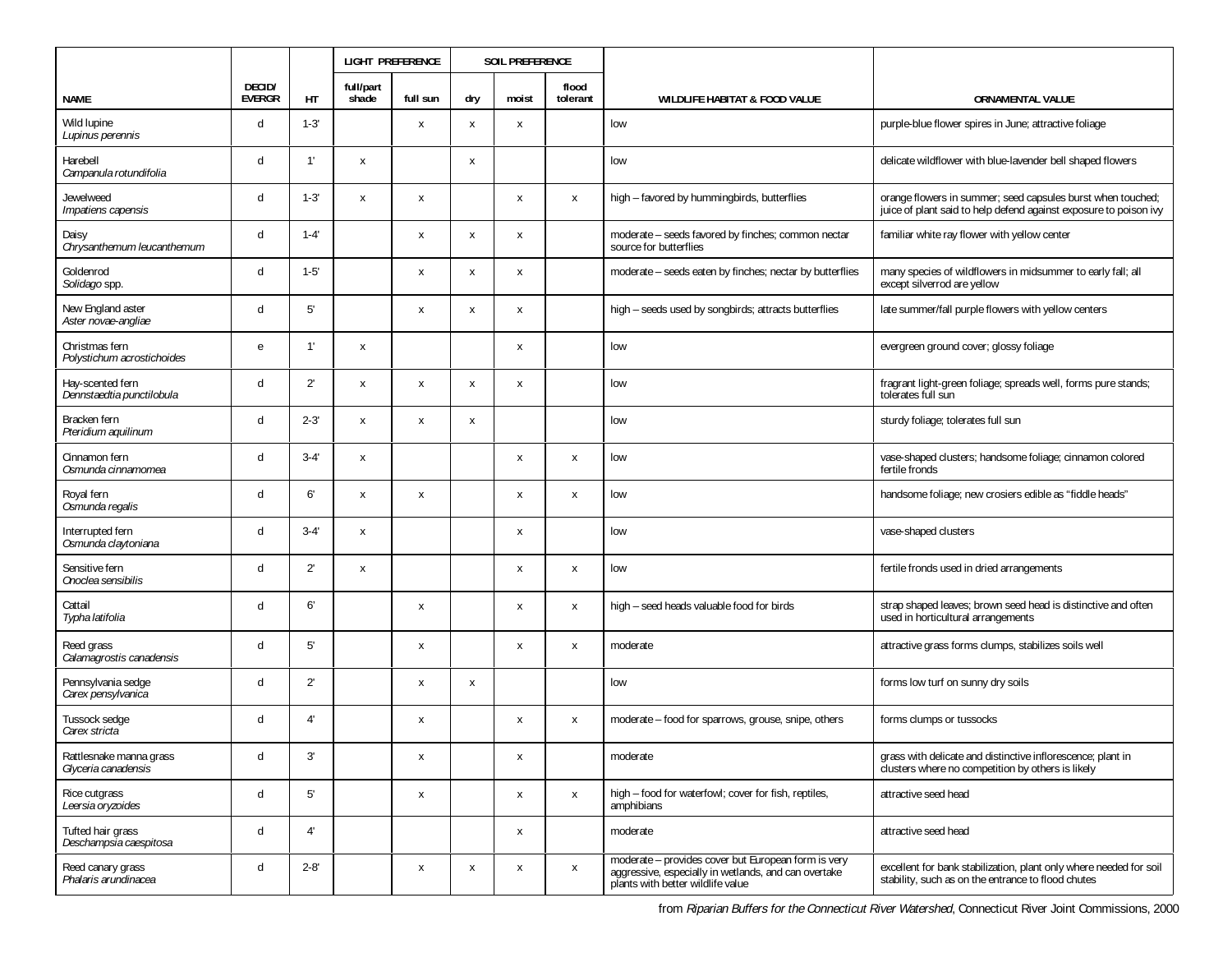| NAME | DECID/ EVERGR | HT | LIGHT PREFERENCE | | SOIL PREFERENCE | | | WILDLIFE HABITAT & FOOD VALUE | ORNAMENTAL VALUE |
|---|---|---|---|---|---|---|---|---|---|
| | | | full/part shade | full sun | dry | moist | flood tolerant | | |
| Wild lupine *Lupinus perennis* | d | 1-3' | | x | x | x | | low | purple-blue flower spires in June; attractive foliage |
| Harebell *Campanula rotundifolia* | d | 1' | x | | x | | | low | delicate wildflower with blue-lavender bell shaped flowers |
| Jewelweed *Impatiens capensis* | d | 1-3' | x | x | | x | x | high – favored by hummingbirds, butterflies | orange flowers in summer; seed capsules burst when touched; juice of plant said to help defend against exposure to poison ivy |
| Daisy *Chrysanthemum leucanthemum* | d | 1-4' | | x | x | x | | moderate – seeds favored by finches; common nectar source for butterflies | familiar white ray flower with yellow center |
| Goldenrod *Solidago* spp. | d | 1-5' | | x | x | x | | moderate – seeds eaten by finches; nectar by butterflies | many species of wildflowers in midsummer to early fall; all except silverrod are yellow |
| New England aster *Aster novae-angliae* | d | 5' | | x | x | x | | high – seeds used by songbirds; attracts butterflies | late summer/fall purple flowers with yellow centers |
| Christmas fern *Polystichum acrostichoides* | e | 1' | x | | | x | | low | evergreen ground cover; glossy foliage |
| Hay-scented fern *Dennstaedtia punctilobula* | d | 2' | x | x | x | x | | low | fragrant light-green foliage; spreads well, forms pure stands; tolerates full sun |
| Bracken fern *Pteridium aquilinum* | d | 2-3' | x | x | x | | | low | sturdy foliage; tolerates full sun |
| Cinnamon fern *Osmunda cinnamomea* | d | 3-4' | x | | | x | x | low | vase-shaped clusters; handsome foliage; cinnamon colored fertile fronds |
| Royal fern *Osmunda regalis* | d | 6' | x | x | | x | x | low | handsome foliage; new crosiers edible as "fiddle heads" |
| Interrupted fern *Osmunda claytoniana* | d | 3-4' | x | | | x | | low | vase-shaped clusters |
| Sensitive fern *Onoclea sensibilis* | d | 2' | x | | | x | x | low | fertile fronds used in dried arrangements |
| Cattail *Typha latifolia* | d | 6' | | x | | x | x | high – seed heads valuable food for birds | strap shaped leaves; brown seed head is distinctive and often used in horticultural arrangements |
| Reed grass *Calamagrostis canadensis* | d | 5' | | x | | x | x | moderate | attractive grass forms clumps, stabilizes soils well |
| Pennsylvania sedge *Carex pensylvanica* | d | 2' | | x | x | | | low | forms low turf on sunny dry soils |
| Tussock sedge *Carex stricta* | d | 4' | | x | | x | x | moderate – food for sparrows, grouse, snipe, others | forms clumps or tussocks |
| Rattlesnake manna grass *Glyceria canadensis* | d | 3' | | x | | x | | moderate | grass with delicate and distinctive inflorescence; plant in clusters where no competition by others is likely |
| Rice cutgrass *Leersia oryzoides* | d | 5' | | x | | x | x | high – food for waterfowl; cover for fish, reptiles, amphibians | attractive seed head |
| Tufted hair grass *Deschampsia caespitosa* | d | 4' | | | | x | | moderate | attractive seed head |
| Reed canary grass *Phalaris arundinacea* | d | 2-8' | | x | x | x | x | moderate – provides cover but European form is very aggressive, especially in wetlands, and can overtake plants with better wildlife value | excellent for bank stabilization, plant only where needed for soil stability, such as on the entrance to flood chutes |

from *Riparian Buffers for the Connecticut River Watershed*, Connecticut River Joint Commissions, 2000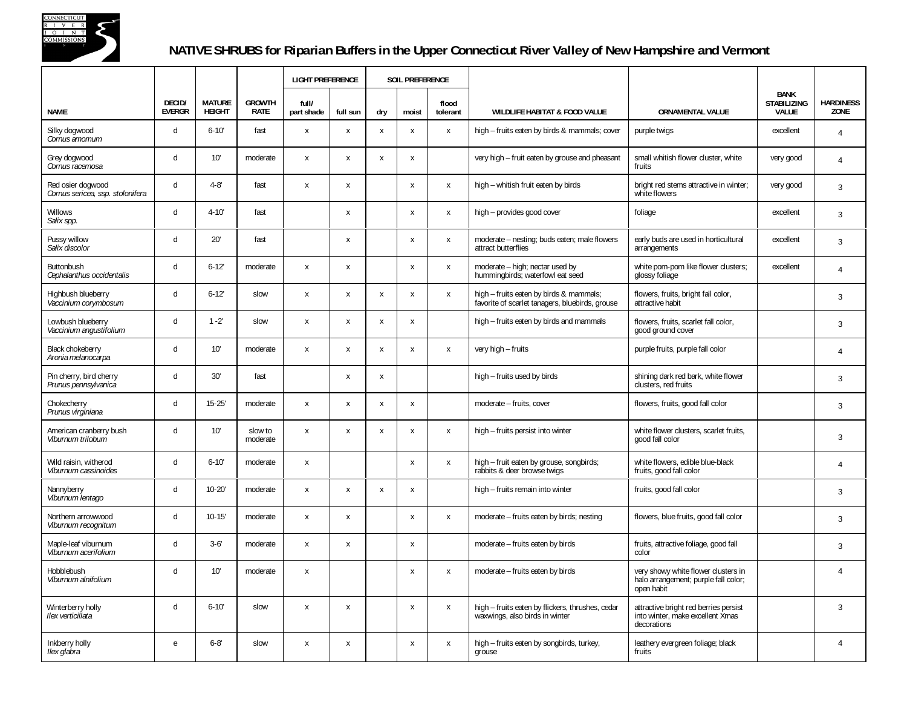# NATIVE SHRUBS for Riparian Buffers in the Upper Connecticut River Valley of New Hampshire and Vermont

| NAME | DECID/ EVERGR | MATURE HEIGHT | GROWTH RATE | LIGHT PREFERENCE | | SOIL PREFERENCE | | | WILDLIFE HABITAT & FOOD VALUE | ORNAMENTAL VALUE | BANK STABILIZING VALUE | HARDINESS ZONE |
|---|---|---|---|---|---|---|---|---|---|---|---|---|
| | | | | full/ part shade | full sun | dry | moist | flood tolerant | | | | |
| Silky dogwood *Cornus amomum* | d | 6-10' | fast | x | x | x | x | x | high – fruits eaten by birds & mammals; cover | purple twigs | excellent | 4 |
| Grey dogwood *Cornus racemosa* | d | 10' | moderate | x | x | x | x | | very high – fruit eaten by grouse and pheasant | small whitish flower cluster, white fruits | very good | 4 |
| Red osier dogwood *Cornus sericea, ssp. stolonifera* | d | 4-8' | fast | x | x | | x | x | high – whitish fruit eaten by birds | bright red stems attractive in winter; white flowers | very good | 3 |
| Willows *Salix spp.* | d | 4-10' | fast | | x | | x | x | high – provides good cover | foliage | excellent | 3 |
| Pussy willow *Salix discolor* | d | 20' | fast | | x | | x | x | moderate – nesting; buds eaten; male flowers attract butterflies | early buds are used in horticultural arrangements | excellent | 3 |
| Buttonbush *Cephalanthus occidentalis* | d | 6-12' | moderate | x | x | | x | x | moderate – high; nectar used by hummingbirds; waterfowl eat seed | white pom-pom like flower clusters; glossy foliage | excellent | 4 |
| Highbush blueberry *Vaccinium corymbosum* | d | 6-12' | slow | x | x | x | x | x | high – fruits eaten by birds & mammals; favorite of scarlet tanagers, bluebirds, grouse | flowers, fruits, bright fall color, attractive habit | | 3 |
| Lowbush blueberry *Vaccinium angustifolium* | d | 1 -2' | slow | x | x | x | x | | high – fruits eaten by birds and mammals | flowers, fruits, scarlet fall color, good ground cover | | 3 |
| Black chokeberry *Aronia melanocarpa* | d | 10' | moderate | x | x | x | x | x | very high – fruits | purple fruits, purple fall color | | 4 |
| Pin cherry, bird cherry *Prunus pennsylvanica* | d | 30' | fast | | x | x | | | high – fruits used by birds | shining dark red bark, white flower clusters, red fruits | | 3 |
| Chokecherry *Prunus virginiana* | d | 15-25' | moderate | x | x | x | x | | moderate – fruits, cover | flowers, fruits, good fall color | | 3 |
| American cranberry bush *Viburnum trilobum* | d | 10' | slow to moderate | x | x | x | x | x | high – fruits persist into winter | white flower clusters, scarlet fruits, good fall color | | 3 |
| Wild raisin, witherod *Viburnum cassinoides* | d | 6-10' | moderate | x | | | x | x | high – fruit eaten by grouse, songbirds; rabbits & deer browse twigs | white flowers, edible blue-black fruits, good fall color | | 4 |
| Nannyberry *Viburnum lentago* | d | 10-20' | moderate | x | x | x | x | | high – fruits remain into winter | fruits, good fall color | | 3 |
| Northern arrowwood *Viburnum recognitum* | d | 10-15' | moderate | x | x | | x | x | moderate – fruits eaten by birds; nesting | flowers, blue fruits, good fall color | | 3 |
| Maple-leaf viburnum *Viburnum acerifolium* | d | 3-6' | moderate | x | x | | x | | moderate – fruits eaten by birds | fruits, attractive foliage, good fall color | | 3 |
| Hobblebush *Viburnum alnifolium* | d | 10' | moderate | x | | | x | x | moderate – fruits eaten by birds | very showy white flower clusters in halo arrangement; purple fall color; open habit | | 4 |
| Winterberry holly *Ilex verticillata* | d | 6-10' | slow | x | x | | x | x | high – fruits eaten by flickers, thrushes, cedar waxwings, also birds in winter | attractive bright red berries persist into winter, make excellent Xmas decorations | | 3 |
| Inkberry holly *Ilex glabra* | e | 6-8' | slow | x | x | | x | x | high – fruits eaten by songbirds, turkey, grouse | leathery evergreen foliage; black fruits | | 4 |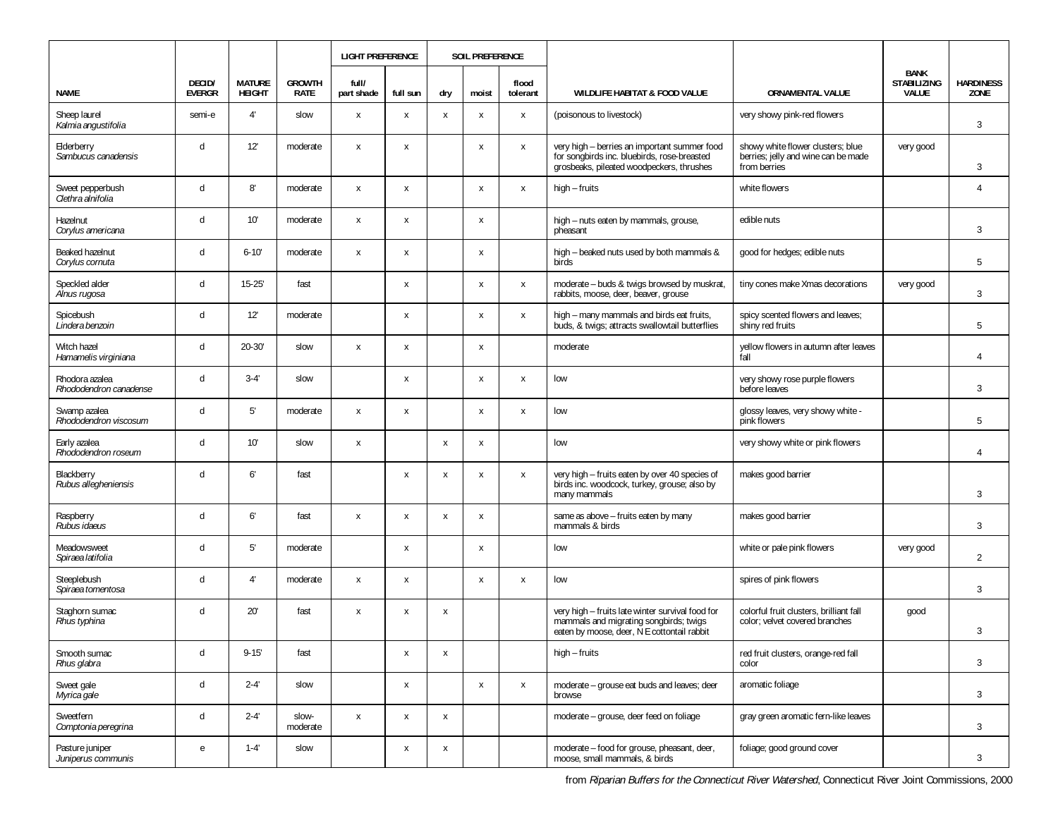| NAME | DECID/ EVERGR | MATURE HEIGHT | GROWTH RATE | LIGHT PREFERENCE | | SOIL PREFERENCE | | | WILDLIFE HABITAT & FOOD VALUE | ORNAMENTAL VALUE | BANK STABILIZING VALUE | HARDINESS ZONE |
|---|---|---|---|---|---|---|---|---|---|---|---|---|
| | | | | full/ part shade | full sun | dry | moist | flood tolerant | | | | |
| Sheep laurel *Kalmia angustifolia* | semi-e | 4' | slow | x | x | x | x | x | (poisonous to livestock) | very showy pink-red flowers | | 3 |
| Elderberry *Sambucus canadensis* | d | 12' | moderate | x | x | | x | x | very high – berries an important summer food for songbirds inc. bluebirds, rose-breasted grosbeaks, pileated woodpeckers, thrushes | showy white flower clusters; blue berries; jelly and wine can be made from berries | very good | 3 |
| Sweet pepperbush *Clethra alnifolia* | d | 8' | moderate | x | x | | x | x | high – fruits | white flowers | | 4 |
| Hazelnut *Corylus americana* | d | 10' | moderate | x | x | | x | | high – nuts eaten by mammals, grouse, pheasant | edible nuts | | 3 |
| Beaked hazelnut *Corylus cornuta* | d | 6-10' | moderate | x | x | | x | | high – beaked nuts used by both mammals & birds | good for hedges; edible nuts | | 5 |
| Speckled alder *Alnus rugosa* | d | 15-25' | fast | | x | | x | x | moderate – buds & twigs browsed by muskrat, rabbits, moose, deer, beaver, grouse | tiny cones make Xmas decorations | very good | 3 |
| Spicebush *Lindera benzoin* | d | 12' | moderate | | x | | x | x | high – many mammals and birds eat fruits, buds, & twigs; attracts swallowtail butterflies | spicy scented flowers and leaves; shiny red fruits | | 5 |
| Witch hazel *Hamamelis virginiana* | d | 20-30' | slow | x | x | | x | | moderate | yellow flowers in autumn after leaves fall | | 4 |
| Rhodora azalea *Rhododendron canadense* | d | 3-4' | slow | | x | | x | x | low | very showy rose purple flowers before leaves | | 3 |
| Swamp azalea *Rhododendron viscosum* | d | 5' | moderate | x | x | | x | x | low | glossy leaves, very showy white - pink flowers | | 5 |
| Early azalea *Rhododendron roseum* | d | 10' | slow | x | | x | x | | low | very showy white or pink flowers | | 4 |
| Blackberry *Rubus allegheniensis* | d | 6' | fast | | x | x | x | x | very high – fruits eaten by over 40 species of birds inc. woodcock, turkey, grouse; also by many mammals | makes good barrier | | 3 |
| Raspberry *Rubus idaeus* | d | 6' | fast | x | x | x | x | | same as above – fruits eaten by many mammals & birds | makes good barrier | | 3 |
| Meadowsweet *Spiraea latifolia* | d | 5' | moderate | | x | | x | | low | white or pale pink flowers | very good | 2 |
| Steeplebush *Spiraea tomentosa* | d | 4' | moderate | x | x | | x | x | low | spires of pink flowers | | 3 |
| Staghorn sumac *Rhus typhina* | d | 20' | fast | x | x | x | | | very high – fruits late winter survival food for mammals and migrating songbirds; twigs eaten by moose, deer, N E cottontail rabbit | colorful fruit clusters, brilliant fall color; velvet covered branches | good | 3 |
| Smooth sumac *Rhus glabra* | d | 9-15' | fast | | x | x | | | high – fruits | red fruit clusters, orange-red fall color | | 3 |
| Sweet gale *Myrica gale* | d | 2-4' | slow | | x | | x | x | moderate – grouse eat buds and leaves; deer browse | aromatic foliage | | 3 |
| Sweetfern *Comptonia peregrina* | d | 2-4' | slow-moderate | x | x | x | | | moderate – grouse, deer feed on foliage | gray green aromatic fern-like leaves | | 3 |
| Pasture juniper *Juniperus communis* | e | 1-4' | slow | | x | x | | | moderate – food for grouse, pheasant, deer, moose, small mammals, & birds | foliage; good ground cover | | 3 |

from *Riparian Buffers for the Connecticut River Watershed*, Connecticut River Joint Commissions, 2000